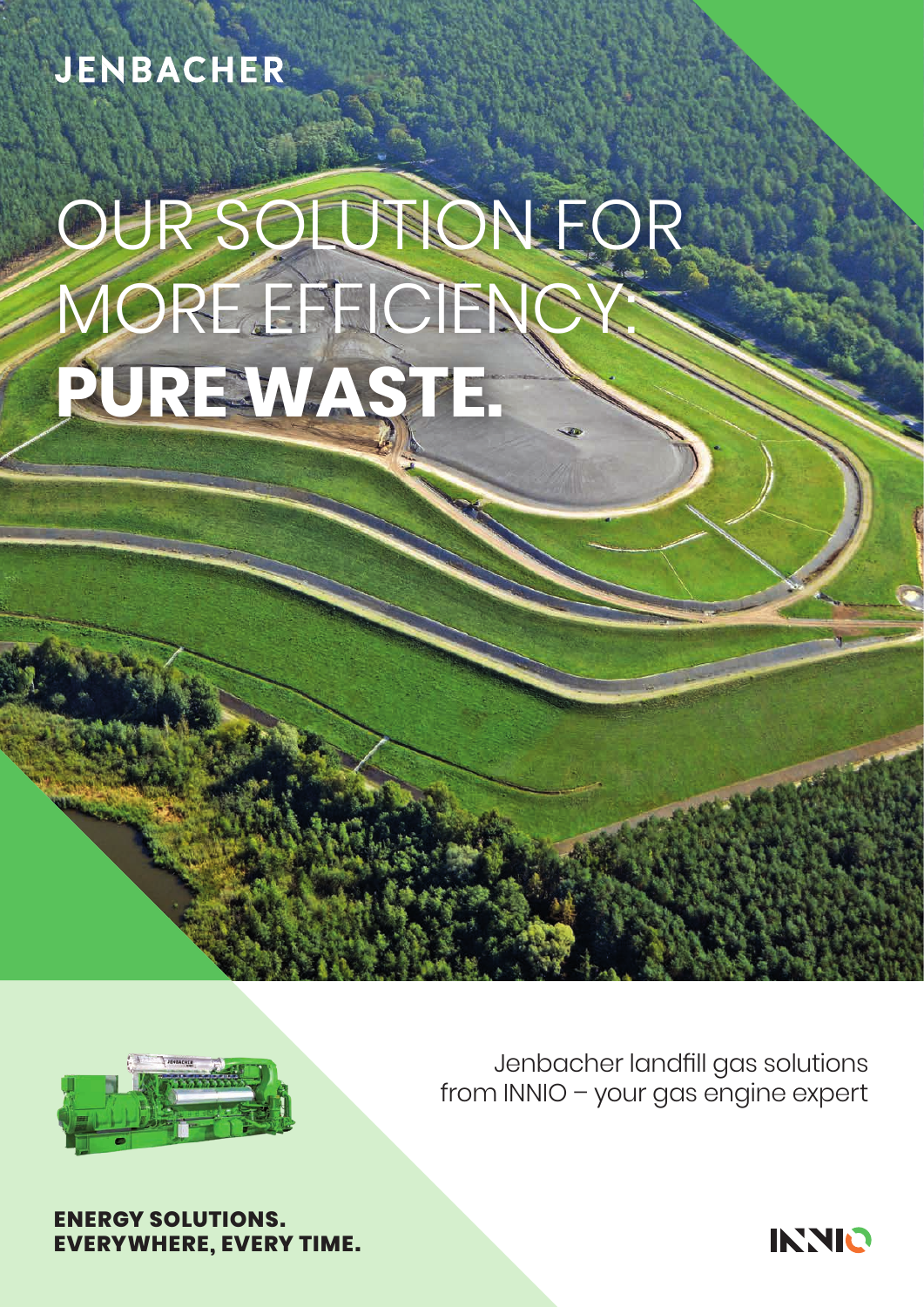JENBACHER

# OUR SOLUTION FOR MORE EFFICIENCY: **PURE WASTE.**

Jenbacher landfill gas solutions from INNIO – your gas engine expert

**ENERGY SOLUTIONS. EVERYWHERE, EVERY TIME.**

INNIO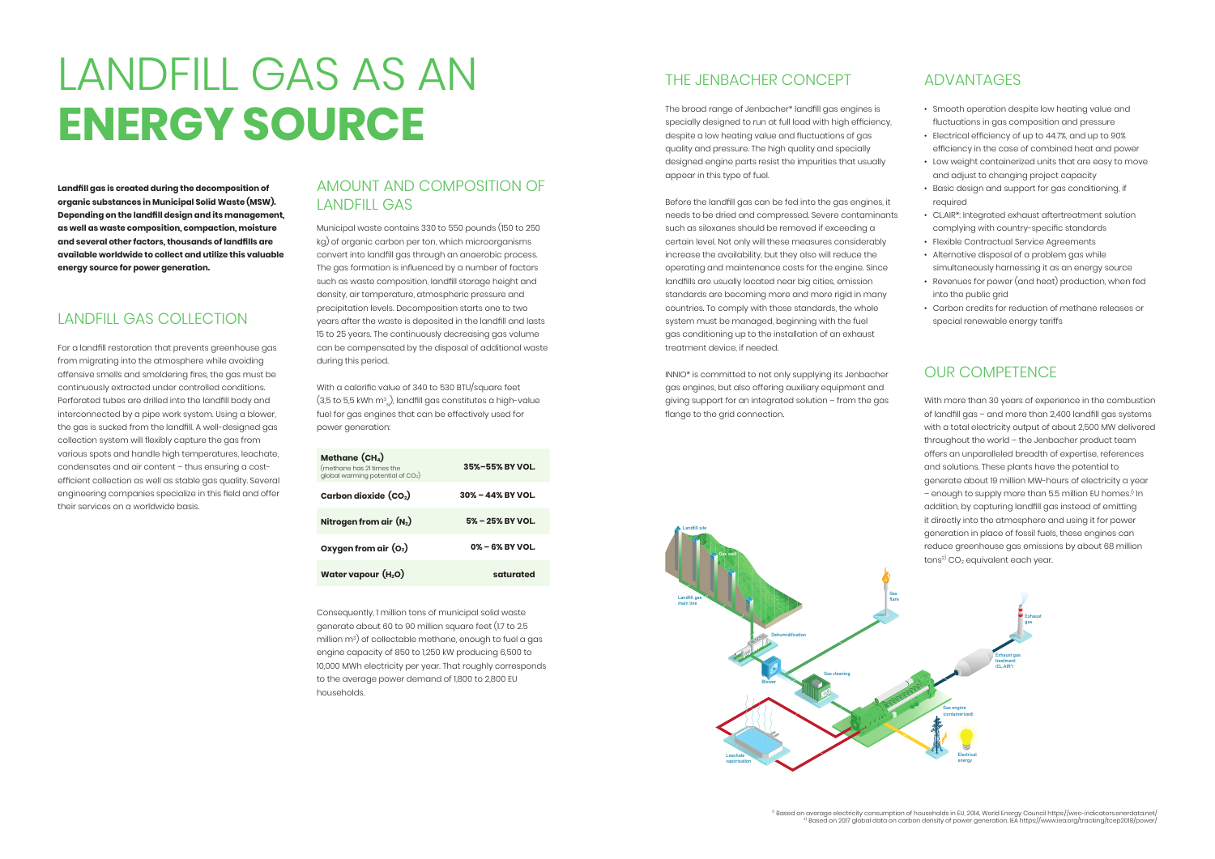# LANDFILL GAS AS AN **ENERGY SOURCE**

**Landfill gas is created during the decomposition of organic substances in Municipal Solid Waste (MSW). Depending on the landfill design and its management, as well as waste composition, compaction, moisture and several other factors, thousands of landfills are available worldwide to collect and utilize this valuable energy source for power generation.**

## LANDFILL GAS COLLECTION

For a landfill restoration that prevents greenhouse gas from migrating into the atmosphere while avoiding offensive smells and smoldering fires, the gas must be continuously extracted under controlled conditions. Perforated tubes are drilled into the landfill body and interconnected by a pipe work system. Using a blower, the gas is sucked from the landfill. A well-designed gas collection system will flexibly capture the gas from various spots and handle high temperatures, leachate, condensates and air content – thus ensuring a cost-efficient collection as well as stable gas quality. Several engineering companies specialize in this field and offer their services on a worldwide basis.

## AMOUNT AND COMPOSITION OF LANDFILL GAS

Municipal waste contains 330 to 550 pounds (150 to 250 kg) of organic carbon per ton, which microorganisms convert into landfill gas through an anaerobic process. The gas formation is influenced by a number of factors such as waste composition, landfill storage height and density, air temperature, atmospheric pressure and precipitation levels. Decomposition starts one to two years after the waste is deposited in the landfill and lasts 15 to 25 years. The continuously decreasing gas volume can be compensated by the disposal of additional waste during this period.

With a calorific value of 340 to 530 BTU/square feet (3.5 to 5.5 kWh $m^3_N$), landfill gas constitutes a high-value fuel for gas engines that can be effectively used for power generation:

| Component | Share |
|---|---|
| **Methane ($CH_4$)** (methane has 21 times the global warming potential of $CO_2$) | **35%–55% BY VOL.** |
| **Carbon dioxide ($CO_2$)** | **30% – 44% BY VOL.** |
| **Nitrogen from air ($N_2$)** | **5% – 25% BY VOL.** |
| **Oxygen from air ($O_2$)** | **0% – 6% BY VOL.** |
| **Water vapour ($H_2O$)** | **saturated** |

Consequently, 1 million tons of municipal solid waste generate about 60 to 90 million square feet (1.7 to 2.5 million $m^3$) of collectable methane, enough to fuel a gas engine capacity of 850 to 1,250 kW producing 6,500 to 10,000 MWh electricity per year. That roughly corresponds to the average power demand of 1,800 to 2,800 EU households.

## THE JENBACHER CONCEPT

The broad range of Jenbacher* landfill gas engines is specially designed to run at full load with high efficiency, despite a low heating value and fluctuations of gas quality and pressure. The high quality and specially designed engine parts resist the impurities that usually appear in this type of fuel.

Before the landfill gas can be fed into the gas engines, it needs to be dried and compressed. Severe contaminants such as siloxanes should be removed if exceeding a certain level. Not only will these measures considerably increase the availability, but they also will reduce the operating and maintenance costs for the engine. Since landfills are usually located near big cities, emission standards are becoming more and more rigid in many countries. To comply with those standards, the whole system must be managed, beginning with the fuel gas conditioning up to the installation of an exhaust treatment device, if needed.

INNIO* is committed to not only supplying its Jenbacher gas engines, but also offering auxiliary equipment and giving support for an integrated solution – from the gas flange to the grid connection.

Landfill site, Gas well, Landfill gas main line, Gas flare, Dehumidification, Blower, Gas cleaning, Exhaust gas, Exhaust gas treatment (CL.AIR*), Gas engine (containerized), Leachate vaporisation, Electrical energy

## ADVANTAGES

- Smooth operation despite low heating value and fluctuations in gas composition and pressure
- Electrical efficiency of up to 44.7%, and up to 90% efficiency in the case of combined heat and power
- Low weight containerized units that are easy to move and adjust to changing project capacity
- Basic design and support for gas conditioning, if required
- CL.AIR*: Integrated exhaust aftertreatment solution complying with country-specific standards
- Flexible Contractual Service Agreements
- Alternative disposal of a problem gas while simultaneously harnessing it as an energy source
- Revenues for power (and heat) production, when fed into the public grid
- Carbon credits for reduction of methane releases or special renewable energy tariffs

## OUR COMPETENCE

With more than 30 years of experience in the combustion of landfill gas – and more than 2,400 landfill gas systems with a total electricity output of about 2,500 MW delivered throughout the world – the Jenbacher product team offers an unparalleled breadth of expertise, references and solutions. These plants have the potential to generate about 19 million MW-hours of electricity a year – enough to supply more than 5.5 million EU homes.[1] In addition, by capturing landfill gas instead of emitting it directly into the atmosphere and using it for power generation in place of fossil fuels, these engines can reduce greenhouse gas emissions by about 68 million tons[2] $CO_2$ equivalent each year.

[1] Based on average electricity consumption of households in EU, 2014, World Energy Council https://wec-indicators.enerdata.net/
[2] Based on 2017 global data on carbon density of power generation, IEA https://www.iea.org/tracking/tcep2018/power/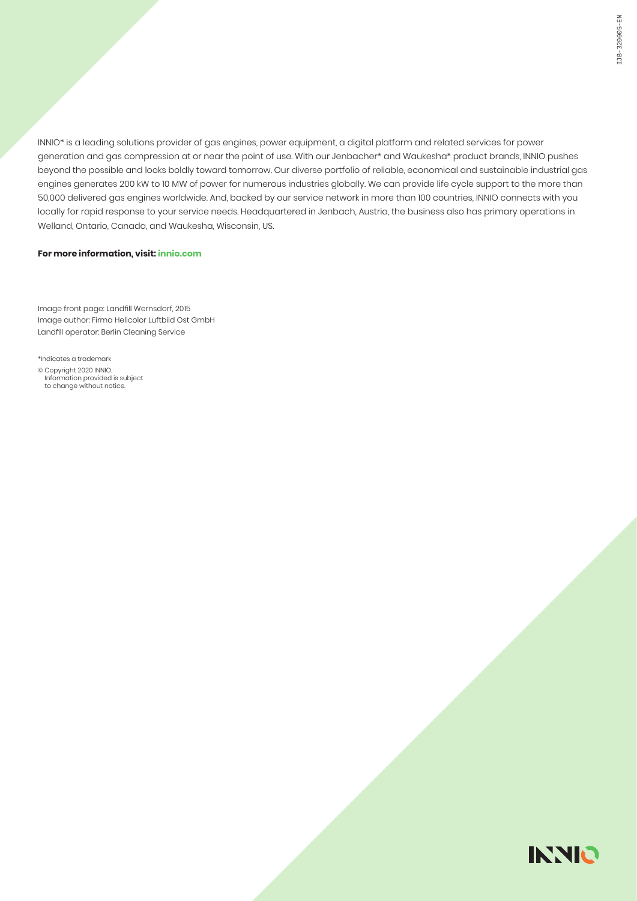INNIO* is a leading solutions provider of gas engines, power equipment, a digital platform and related services for power generation and gas compression at or near the point of use. With our Jenbacher* and Waukesha* product brands, INNIO pushes beyond the possible and looks boldly toward tomorrow. Our diverse portfolio of reliable, economical and sustainable industrial gas engines generates 200 kW to 10 MW of power for numerous industries globally. We can provide life cycle support to the more than 50,000 delivered gas engines worldwide. And, backed by our service network in more than 100 countries, INNIO connects with you locally for rapid response to your service needs. Headquartered in Jenbach, Austria, the business also has primary operations in Welland, Ontario, Canada, and Waukesha, Wisconsin, US.

**For more information, visit: innio.com**

Image front page: Landfill Wernsdorf, 2015
Image author: Firma Helicolor Luftbild Ost GmbH
Landfill operator: Berlin Cleaning Service

*Indicates a trademark

© Copyright 2020 INNIO.
Information provided is subject to change without notice.

IJB-320005-EN